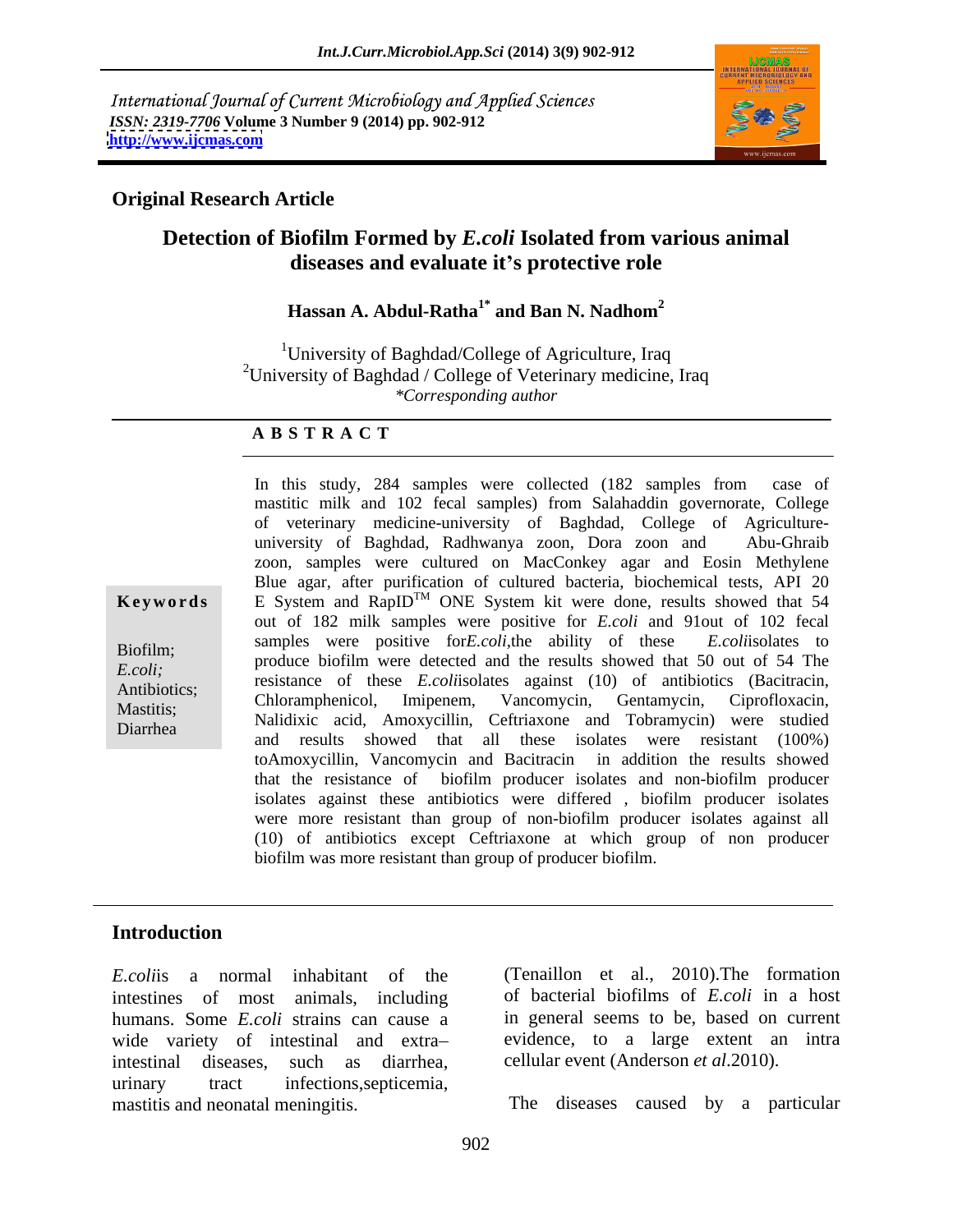International Journal of Current Microbiology and Applied Sciences
*ISSN: 2319-7706* **Volume 3 Number 9 (2014) pp. 902-912**
**http://www.ijcmas.com**

**Original Research Article**

# Detection of Biofilm Formed by *E.coli* Isolated from various animal diseases and evaluate it's protective role

**Hassan A. Abdul-Ratha[1*] and Ban N. Nadhom[2]**

[1]University of Baghdad/College of Agriculture, Iraq
[2]University of Baghdad / College of Veterinary medicine, Iraq
*\*Corresponding author*

## A B S T R A C T

**Keywords**

Biofilm;
*E.coli;*
Antibiotics;
Mastitis;
Diarrhea

In this study, 284 samples were collected (182 samples from case of mastitic milk and 102 fecal samples) from Salahaddin governorate, College of veterinary medicine-university of Baghdad, College of Agriculture-university of Baghdad, Radhwanya zoon, Dora zoon and Abu-Ghraib zoon, samples were cultured on MacConkey agar and Eosin Methylene Blue agar, after purification of cultured bacteria, biochemical tests, API 20 E System and RapID$^{TM}$ ONE System kit were done, results showed that 54 out of 182 milk samples were positive for *E.coli* and 91out of 102 fecal samples were positive for*E.coli*,the ability of these *E.coli*isolates to produce biofilm were detected and the results showed that 50 out of 54 The resistance of these *E.coli*isolates against (10) of antibiotics (Bacitracin, Chloramphenicol, Imipenem, Vancomycin, Gentamycin, Ciprofloxacin, Nalidixic acid, Amoxycillin, Ceftriaxone and Tobramycin) were studied and results showed that all these isolates were resistant (100%) toAmoxycillin, Vancomycin and Bacitracin in addition the results showed that the resistance of biofilm producer isolates and non-biofilm producer isolates against these antibiotics were differed , biofilm producer isolates were more resistant than group of non-biofilm producer isolates against all (10) of antibiotics except Ceftriaxone at which group of non producer biofilm was more resistant than group of producer biofilm.

## Introduction

*E.coli*is a normal inhabitant of the intestines of most animals, including humans. Some *E.coli* strains can cause a wide variety of intestinal and extra–intestinal diseases, such as diarrhea, urinary tract infections,septicemia, mastitis and neonatal meningitis. (Tenaillon et al., 2010).The formation of bacterial biofilms of *E.coli* in a host in general seems to be, based on current evidence, to a large extent an intra cellular event (Anderson *et al.*2010).

The diseases caused by a particular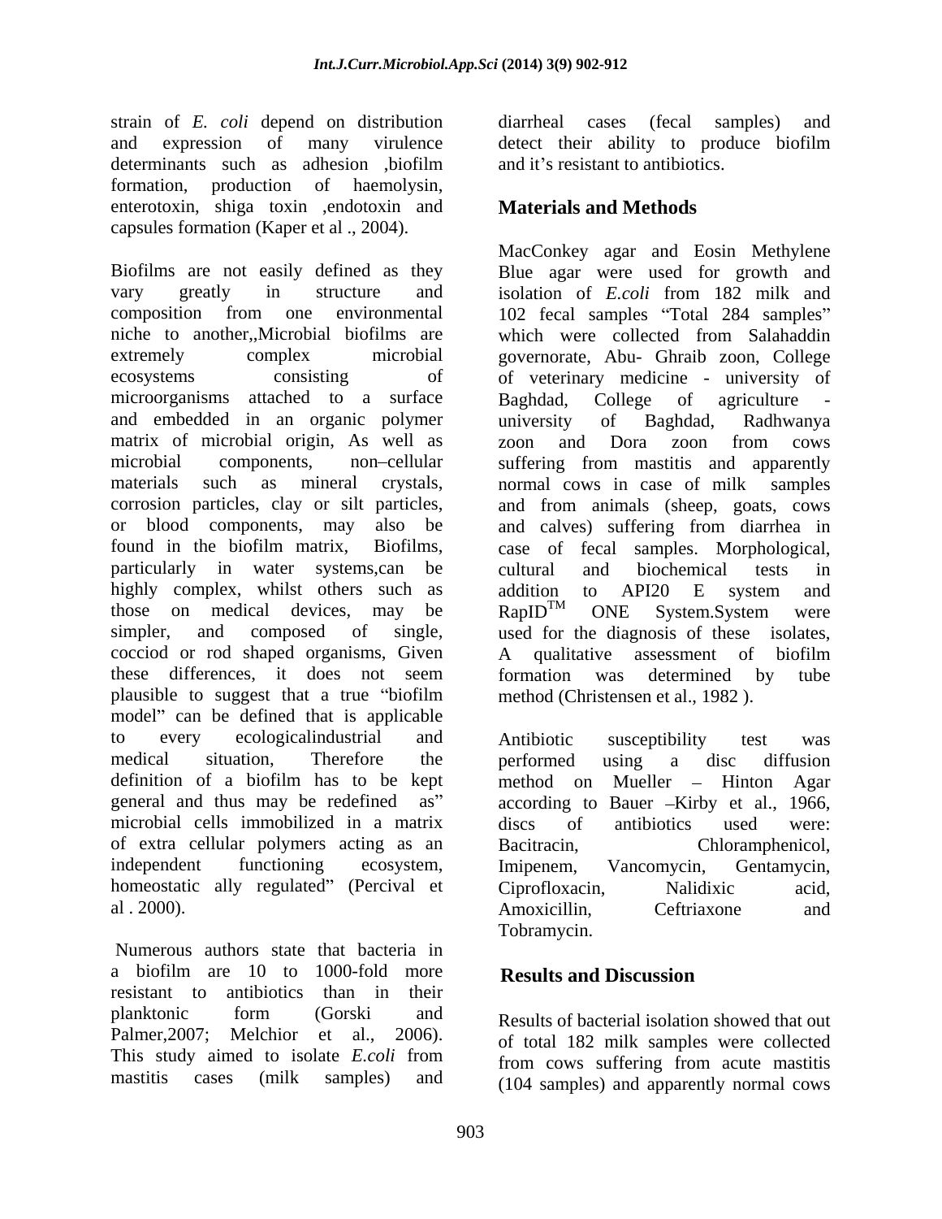strain of *E. coli* depend on distribution and expression of many virulence determinants such as adhesion ,biofilm formation, production of haemolysin, enterotoxin, shiga toxin ,endotoxin and capsules formation (Kaper et al ., 2004).

Biofilms are not easily defined as they vary greatly in structure and composition from one environmental niche to another,,Microbial biofilms are extremely complex microbial ecosystems consisting of microorganisms attached to a surface and embedded in an organic polymer matrix of microbial origin, As well as microbial components, non–cellular materials such as mineral crystals, corrosion particles, clay or silt particles, or blood components, may also be found in the biofilm matrix, Biofilms, particularly in water systems,can be highly complex, whilst others such as those on medical devices, may be simpler, and composed of single, cocciod or rod shaped organisms, Given these differences, it does not seem plausible to suggest that a true "biofilm model" can be defined that is applicable to every ecologicalindustrial and medical situation, Therefore the definition of a biofilm has to be kept general and thus may be redefined as" microbial cells immobilized in a matrix of extra cellular polymers acting as an independent functioning ecosystem, homeostatic ally regulated" (Percival et al . 2000).

Numerous authors state that bacteria in a biofilm are 10 to 1000-fold more resistant to antibiotics than in their planktonic form (Gorski and Palmer,2007; Melchior et al., 2006). This study aimed to isolate *E.coli* from mastitis cases (milk samples) and diarrheal cases (fecal samples) and detect their ability to produce biofilm and it's resistant to antibiotics.

## Materials and Methods

MacConkey agar and Eosin Methylene Blue agar were used for growth and isolation of *E.coli* from 182 milk and 102 fecal samples "Total 284 samples" which were collected from Salahaddin governorate, Abu- Ghraib zoon, College of veterinary medicine - university of Baghdad, College of agriculture - university of Baghdad, Radhwanya zoon and Dora zoon from cows suffering from mastitis and apparently normal cows in case of milk samples and from animals (sheep, goats, cows and calves) suffering from diarrhea in case of fecal samples. Morphological, cultural and biochemical tests in addition to API20 E system and RapID™ ONE System.System were used for the diagnosis of these isolates, A qualitative assessment of biofilm formation was determined by tube method (Christensen et al., 1982 ).

Antibiotic susceptibility test was performed using a disc diffusion method on Mueller – Hinton Agar according to Bauer –Kirby et al., 1966, discs of antibiotics used were: Bacitracin, Chloramphenicol, Imipenem, Vancomycin, Gentamycin, Ciprofloxacin, Nalidixic acid, Amoxicillin, Ceftriaxone and Tobramycin.

## Results and Discussion

Results of bacterial isolation showed that out of total 182 milk samples were collected from cows suffering from acute mastitis (104 samples) and apparently normal cows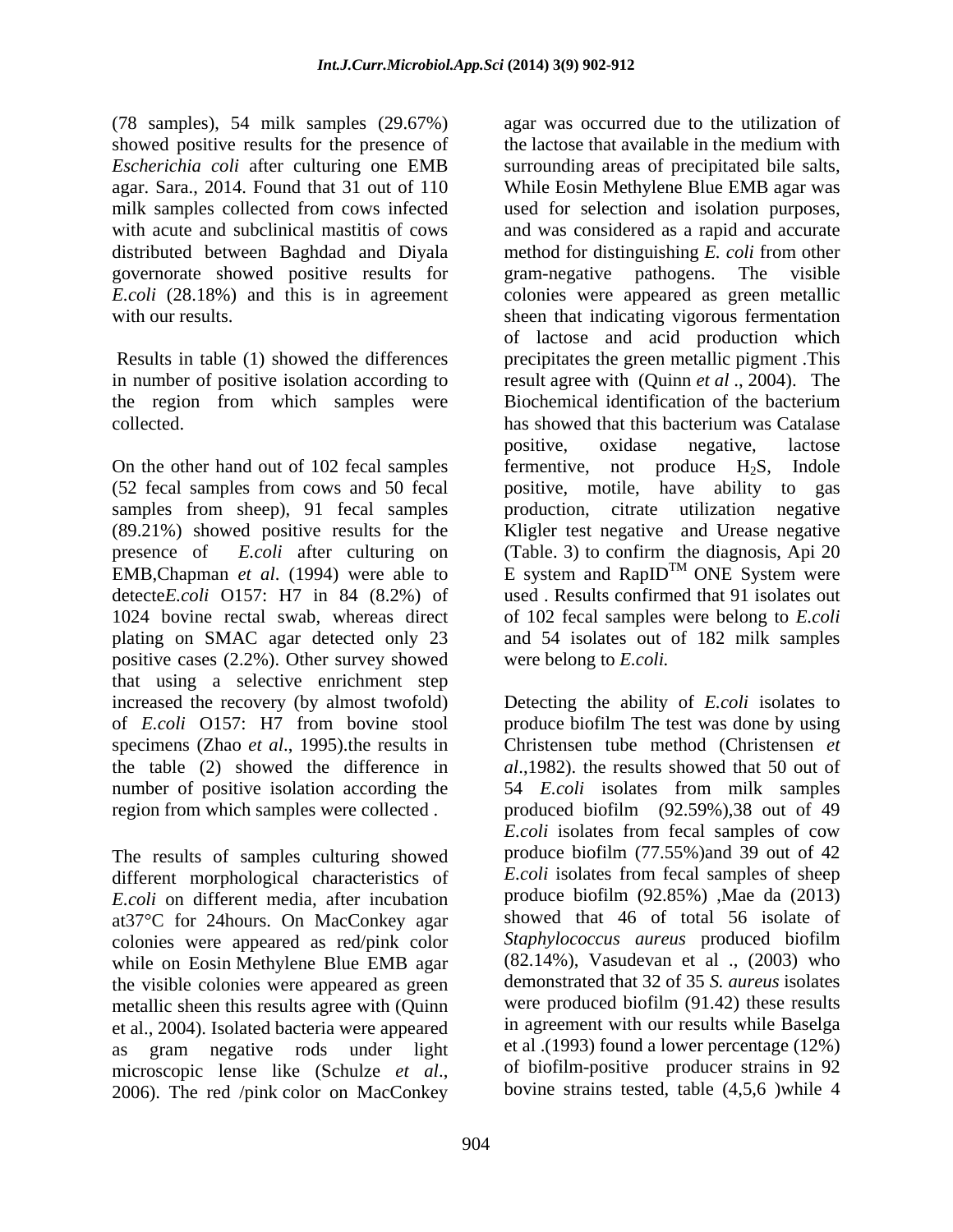(78 samples), 54 milk samples (29.67%) showed positive results for the presence of *Escherichia coli* after culturing one EMB agar. Sara., 2014. Found that 31 out of 110 milk samples collected from cows infected with acute and subclinical mastitis of cows distributed between Baghdad and Diyala governorate showed positive results for *E.coli* (28.18%) and this is in agreement with our results.

Results in table (1) showed the differences in number of positive isolation according to the region from which samples were collected.

On the other hand out of 102 fecal samples (52 fecal samples from cows and 50 fecal samples from sheep), 91 fecal samples (89.21%) showed positive results for the presence of *E.coli* after culturing on EMB,Chapman *et al*. (1994) were able to detecte*E.coli* O157: H7 in 84 (8.2%) of 1024 bovine rectal swab, whereas direct plating on SMAC agar detected only 23 positive cases (2.2%). Other survey showed that using a selective enrichment step increased the recovery (by almost twofold) of *E.coli* O157: H7 from bovine stool specimens (Zhao *et al*., 1995).the results in the table (2) showed the difference in number of positive isolation according the region from which samples were collected .

The results of samples culturing showed different morphological characteristics of *E.coli* on different media, after incubation at37°C for 24hours. On MacConkey agar colonies were appeared as red/pink color while on Eosin Methylene Blue EMB agar the visible colonies were appeared as green metallic sheen this results agree with (Quinn et al., 2004). Isolated bacteria were appeared as gram negative rods under light microscopic lense like (Schulze *et al*., 2006). The red /pink color on MacConkey agar was occurred due to the utilization of the lactose that available in the medium with surrounding areas of precipitated bile salts, While Eosin Methylene Blue EMB agar was used for selection and isolation purposes, and was considered as a rapid and accurate method for distinguishing *E. coli* from other gram-negative pathogens. The visible colonies were appeared as green metallic sheen that indicating vigorous fermentation of lactose and acid production which precipitates the green metallic pigment .This result agree with (Quinn *et al* ., 2004). The Biochemical identification of the bacterium has showed that this bacterium was Catalase positive, oxidase negative, lactose fermentive, not produce $H_2S$, Indole positive, motile, have ability to gas production, citrate utilization negative Kligler test negative and Urease negative (Table. 3) to confirm the diagnosis, Api 20 E system and RapID™ ONE System were used . Results confirmed that 91 isolates out of 102 fecal samples were belong to *E.coli* and 54 isolates out of 182 milk samples were belong to *E.coli.*

Detecting the ability of *E.coli* isolates to produce biofilm The test was done by using Christensen tube method (Christensen *et al*.,1982). the results showed that 50 out of 54 *E.coli* isolates from milk samples produced biofilm (92.59%),38 out of 49 *E.coli* isolates from fecal samples of cow produce biofilm (77.55%)and 39 out of 42 *E.coli* isolates from fecal samples of sheep produce biofilm (92.85%) ,Mae da (2013) showed that 46 of total 56 isolate of *Staphylococcus aureus* produced biofilm (82.14%), Vasudevan et al ., (2003) who demonstrated that 32 of 35 *S. aureus* isolates were produced biofilm (91.42) these results in agreement with our results while Baselga et al .(1993) found a lower percentage (12%) of biofilm-positive producer strains in 92 bovine strains tested, table (4,5,6 )while 4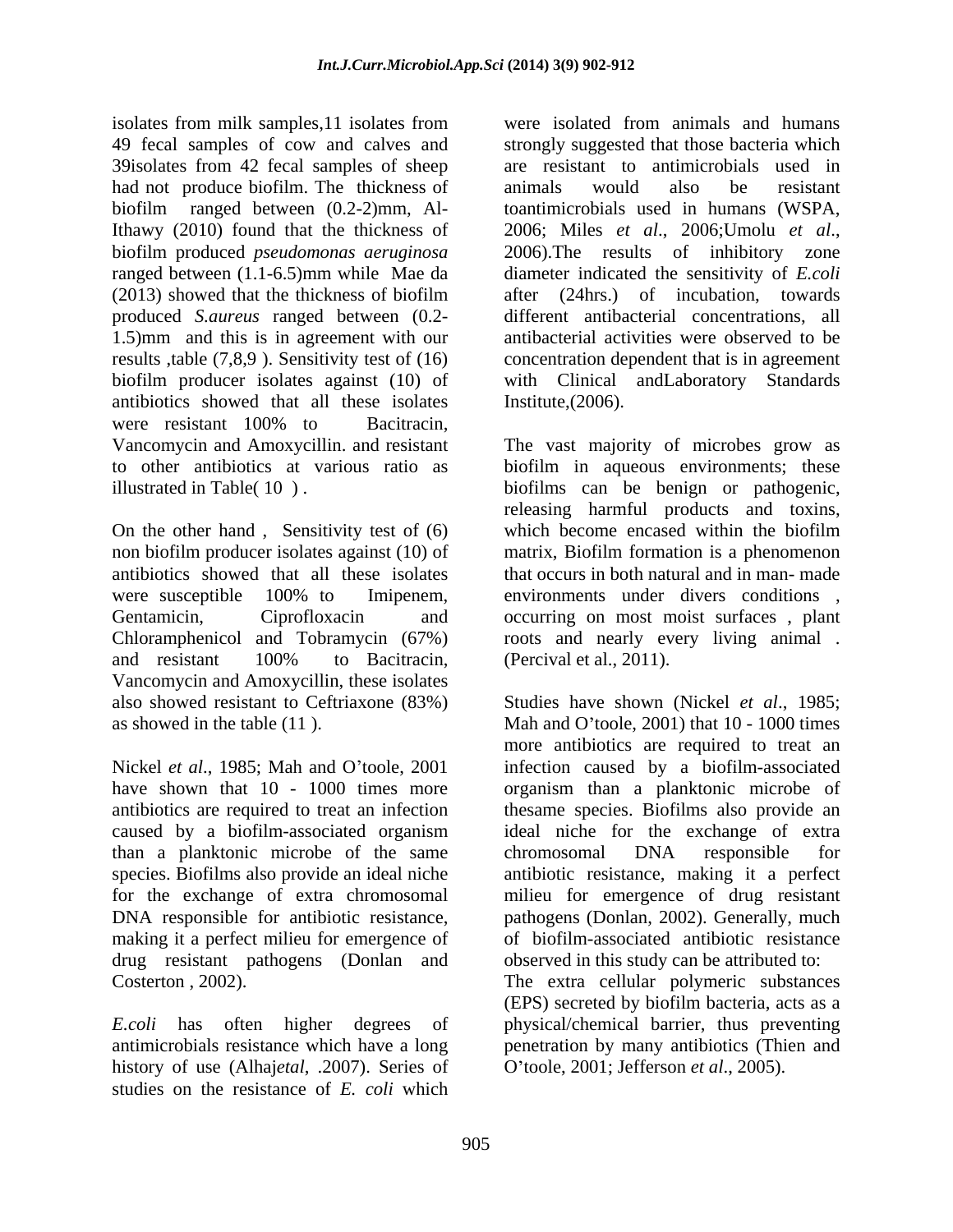isolates from milk samples,11 isolates from 49 fecal samples of cow and calves and 39isolates from 42 fecal samples of sheep had not produce biofilm. The thickness of biofilm ranged between (0.2-2)mm, Al-Ithawy (2010) found that the thickness of biofilm produced *pseudomonas aeruginosa* ranged between (1.1-6.5)mm while Mae da (2013) showed that the thickness of biofilm produced *S.aureus* ranged between (0.2-1.5)mm and this is in agreement with our results ,table (7,8,9 ). Sensitivity test of (16) biofilm producer isolates against (10) of antibiotics showed that all these isolates were resistant 100% to Bacitracin, Vancomycin and Amoxycillin. and resistant to other antibiotics at various ratio as illustrated in Table( 10 ) .

On the other hand , Sensitivity test of (6) non biofilm producer isolates against (10) of antibiotics showed that all these isolates were susceptible 100% to Imipenem, Gentamicin, Ciprofloxacin and Chloramphenicol and Tobramycin (67%) and resistant 100% to Bacitracin, Vancomycin and Amoxycillin, these isolates also showed resistant to Ceftriaxone (83%) as showed in the table (11 ).

Nickel *et al*., 1985; Mah and O'toole, 2001 have shown that 10 - 1000 times more antibiotics are required to treat an infection caused by a biofilm-associated organism than a planktonic microbe of the same species. Biofilms also provide an ideal niche for the exchange of extra chromosomal DNA responsible for antibiotic resistance, making it a perfect milieu for emergence of drug resistant pathogens (Donlan and Costerton , 2002).

*E.coli* has often higher degrees of antimicrobials resistance which have a long history of use (Alhaj*etal*, .2007). Series of studies on the resistance of *E. coli* which were isolated from animals and humans strongly suggested that those bacteria which are resistant to antimicrobials used in animals would also be resistant toantimicrobials used in humans (WSPA, 2006; Miles *et al*., 2006;Umolu *et al*., 2006).The results of inhibitory zone diameter indicated the sensitivity of *E.coli* after (24hrs.) of incubation, towards different antibacterial concentrations, all antibacterial activities were observed to be concentration dependent that is in agreement with Clinical andLaboratory Standards Institute,(2006).

The vast majority of microbes grow as biofilm in aqueous environments; these biofilms can be benign or pathogenic, releasing harmful products and toxins, which become encased within the biofilm matrix, Biofilm formation is a phenomenon that occurs in both natural and in man- made environments under divers conditions , occurring on most moist surfaces , plant roots and nearly every living animal . (Percival et al., 2011).

Studies have shown (Nickel *et al*., 1985; Mah and O'toole, 2001) that 10 - 1000 times more antibiotics are required to treat an infection caused by a biofilm-associated organism than a planktonic microbe of thesame species. Biofilms also provide an ideal niche for the exchange of extra chromosomal DNA responsible for antibiotic resistance, making it a perfect milieu for emergence of drug resistant pathogens (Donlan, 2002). Generally, much of biofilm-associated antibiotic resistance observed in this study can be attributed to:
The extra cellular polymeric substances (EPS) secreted by biofilm bacteria, acts as a physical/chemical barrier, thus preventing penetration by many antibiotics (Thien and O'toole, 2001; Jefferson *et al*., 2005).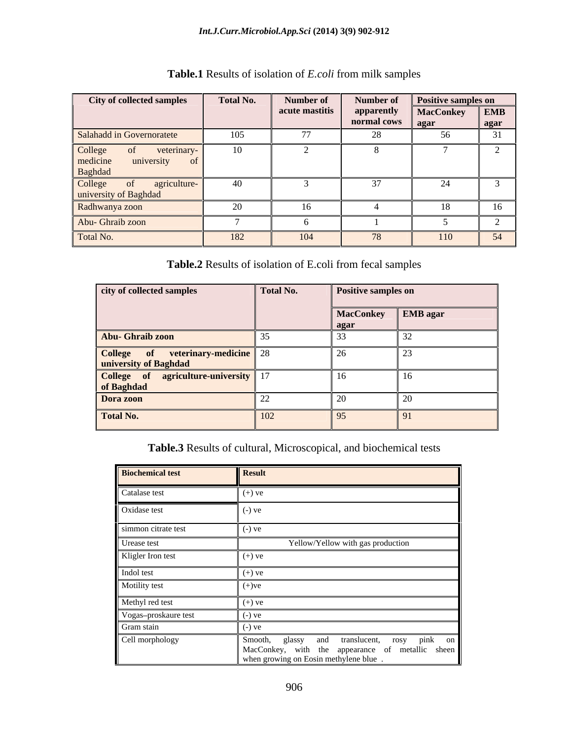**Table.1** Results of isolation of *E.coli* from milk samples

| City of collected samples | Total No. | Number of acute mastitis | Number of apparently normal cows | Positive samples on | |
|---|---|---|---|---|---|
| | | | | MacConkey agar | EMB agar |
| Salahadd in Governoratete | 105 | 77 | 28 | 56 | 31 |
| College of veterinary-medicine university of Baghdad | 10 | 2 | 8 | 7 | 2 |
| College of agriculture-university of Baghdad | 40 | 3 | 37 | 24 | 3 |
| Radhwanya zoon | 20 | 16 | 4 | 18 | 16 |
| Abu- Ghraib zoon | 7 | 6 | 1 | 5 | 2 |
| Total No. | 182 | 104 | 78 | 110 | 54 |

**Table.2** Results of isolation of E.coli from fecal samples

| city of collected samples | Total No. | Positive samples on | |
|---|---|---|---|
| | | MacConkey agar | EMB agar |
| **Abu- Ghraib zoon** | 35 | 33 | 32 |
| **College of veterinary-medicine university of Baghdad** | 28 | 26 | 23 |
| **College of agriculture-university of Baghdad** | 17 | 16 | 16 |
| **Dora zoon** | 22 | 20 | 20 |
| **Total No.** | 102 | 95 | 91 |

**Table.3** Results of cultural, Microscopical, and biochemical tests

| Biochemical test | Result |
|---|---|
| Catalase test | (+) ve |
| Oxidase test | (-) ve |
| simmon citrate test | (-) ve |
| Urease test | Yellow/Yellow with gas production |
| Kligler Iron test | (+) ve |
| Indol test | (+) ve |
| Motility test | (+)ve |
| Methyl red test | (+) ve |
| Vogas–proskaure test | (-) ve |
| Gram stain | (-) ve |
| Cell morphology | Smooth, glassy and translucent, rosy pink on MacConkey, with the appearance of metallic sheen when growing on Eosin methylene blue . |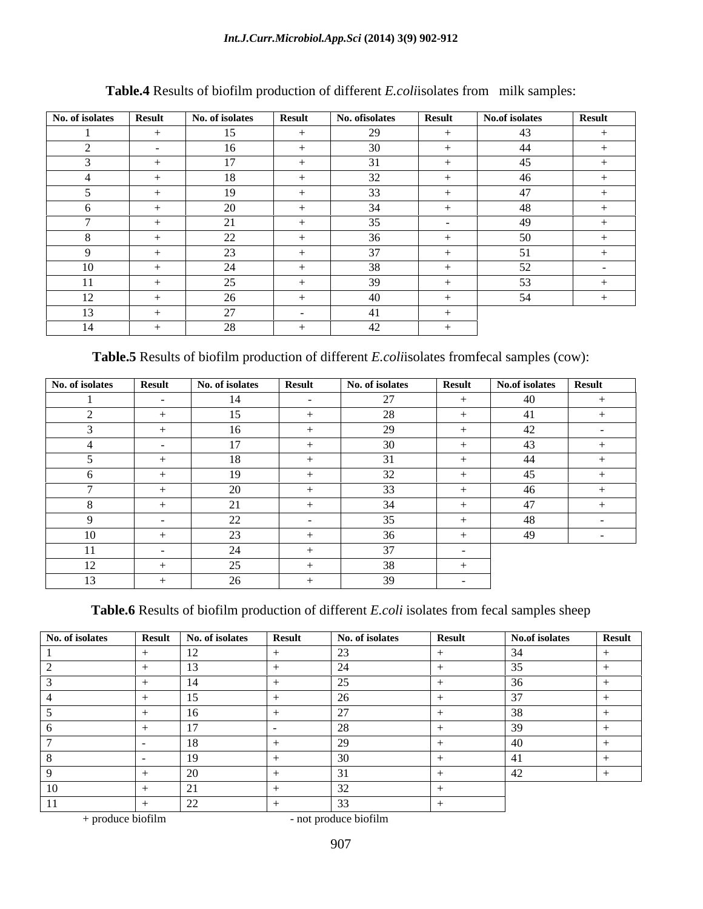**Table.4** Results of biofilm production of different *E.coli*isolates from milk samples:

| No. of isolates | Result | No. of isolates | Result | No. ofisolates | Result | No.of isolates | Result |
|---|---|---|---|---|---|---|---|
| 1 | + | 15 | + | 29 | + | 43 | + |
| 2 | - | 16 | + | 30 | + | 44 | + |
| 3 | + | 17 | + | 31 | + | 45 | + |
| 4 | + | 18 | + | 32 | + | 46 | + |
| 5 | + | 19 | + | 33 | + | 47 | + |
| 6 | + | 20 | + | 34 | + | 48 | + |
| 7 | + | 21 | + | 35 | - | 49 | + |
| 8 | + | 22 | + | 36 | + | 50 | + |
| 9 | + | 23 | + | 37 | + | 51 | + |
| 10 | + | 24 | + | 38 | + | 52 | - |
| 11 | + | 25 | + | 39 | + | 53 | + |
| 12 | + | 26 | + | 40 | + | 54 | + |
| 13 | + | 27 | - | 41 | + | | |
| 14 | + | 28 | + | 42 | + | | |

**Table.5** Results of biofilm production of different *E.coli*isolates fromfecal samples (cow):

| No. of isolates | Result | No. of isolates | Result | No. of isolates | Result | No.of isolates | Result |
|---|---|---|---|---|---|---|---|
| 1 | - | 14 | - | 27 | + | 40 | + |
| 2 | + | 15 | + | 28 | + | 41 | + |
| 3 | + | 16 | + | 29 | + | 42 | - |
| 4 | - | 17 | + | 30 | + | 43 | + |
| 5 | + | 18 | + | 31 | + | 44 | + |
| 6 | + | 19 | + | 32 | + | 45 | + |
| 7 | + | 20 | + | 33 | + | 46 | + |
| 8 | + | 21 | + | 34 | + | 47 | + |
| 9 | - | 22 | - | 35 | + | 48 | - |
| 10 | + | 23 | + | 36 | + | 49 | - |
| 11 | - | 24 | + | 37 | - | | |
| 12 | + | 25 | + | 38 | + | | |
| 13 | + | 26 | + | 39 | - | | |

**Table.6** Results of biofilm production of different *E.coli* isolates from fecal samples sheep

| No. of isolates | Result | No. of isolates | Result | No. of isolates | Result | No.of isolates | Result |
|---|---|---|---|---|---|---|---|
| 1 | + | 12 | + | 23 | + | 34 | + |
| 2 | + | 13 | + | 24 | + | 35 | + |
| 3 | + | 14 | + | 25 | + | 36 | + |
| 4 | + | 15 | + | 26 | + | 37 | + |
| 5 | + | 16 | + | 27 | + | 38 | + |
| 6 | + | 17 | - | 28 | + | 39 | + |
| 7 | - | 18 | + | 29 | + | 40 | + |
| 8 | - | 19 | + | 30 | + | 41 | + |
| 9 | + | 20 | + | 31 | + | 42 | + |
| 10 | + | 21 | + | 32 | + | | |
| 11 | + | 22 | + | 33 | + | | |

+ produce biofilm - not produce biofilm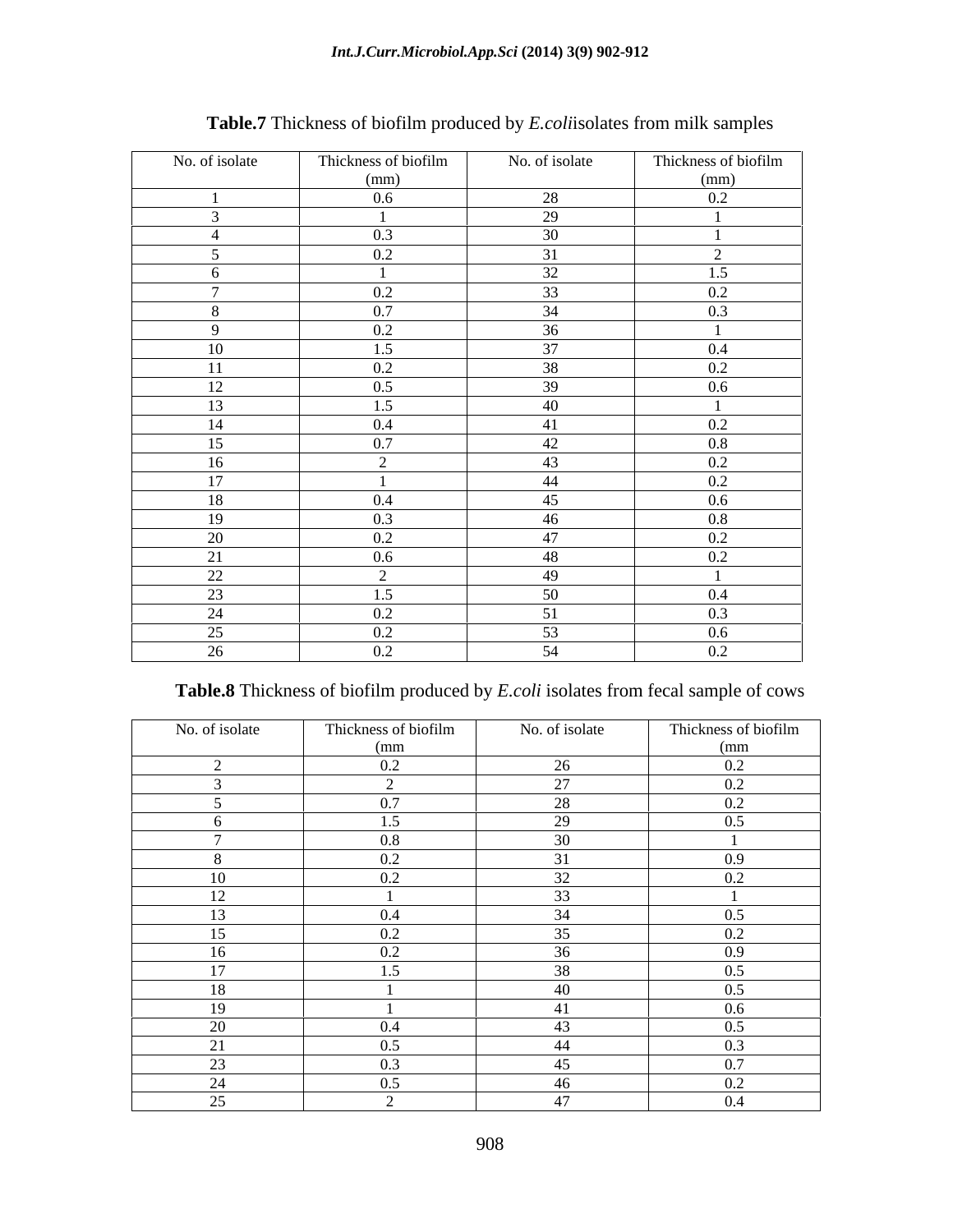**Table.7** Thickness of biofilm produced by *E.coli*isolates from milk samples

| No. of isolate | Thickness of biofilm (mm) | No. of isolate | Thickness of biofilm (mm) |
|---|---|---|---|
| 1 | 0.6 | 28 | 0.2 |
| 3 | 1 | 29 | 1 |
| 4 | 0.3 | 30 | 1 |
| 5 | 0.2 | 31 | 2 |
| 6 | 1 | 32 | 1.5 |
| 7 | 0.2 | 33 | 0.2 |
| 8 | 0.7 | 34 | 0.3 |
| 9 | 0.2 | 36 | 1 |
| 10 | 1.5 | 37 | 0.4 |
| 11 | 0.2 | 38 | 0.2 |
| 12 | 0.5 | 39 | 0.6 |
| 13 | 1.5 | 40 | 1 |
| 14 | 0.4 | 41 | 0.2 |
| 15 | 0.7 | 42 | 0.8 |
| 16 | 2 | 43 | 0.2 |
| 17 | 1 | 44 | 0.2 |
| 18 | 0.4 | 45 | 0.6 |
| 19 | 0.3 | 46 | 0.8 |
| 20 | 0.2 | 47 | 0.2 |
| 21 | 0.6 | 48 | 0.2 |
| 22 | 2 | 49 | 1 |
| 23 | 1.5 | 50 | 0.4 |
| 24 | 0.2 | 51 | 0.3 |
| 25 | 0.2 | 53 | 0.6 |
| 26 | 0.2 | 54 | 0.2 |

**Table.8** Thickness of biofilm produced by *E.coli* isolates from fecal sample of cows

| No. of isolate | Thickness of biofilm (mm | No. of isolate | Thickness of biofilm (mm |
|---|---|---|---|
| 2 | 0.2 | 26 | 0.2 |
| 3 | 2 | 27 | 0.2 |
| 5 | 0.7 | 28 | 0.2 |
| 6 | 1.5 | 29 | 0.5 |
| 7 | 0.8 | 30 | 1 |
| 8 | 0.2 | 31 | 0.9 |
| 10 | 0.2 | 32 | 0.2 |
| 12 | 1 | 33 | 1 |
| 13 | 0.4 | 34 | 0.5 |
| 15 | 0.2 | 35 | 0.2 |
| 16 | 0.2 | 36 | 0.9 |
| 17 | 1.5 | 38 | 0.5 |
| 18 | 1 | 40 | 0.5 |
| 19 | 1 | 41 | 0.6 |
| 20 | 0.4 | 43 | 0.5 |
| 21 | 0.5 | 44 | 0.3 |
| 23 | 0.3 | 45 | 0.7 |
| 24 | 0.5 | 46 | 0.2 |
| 25 | 2 | 47 | 0.4 |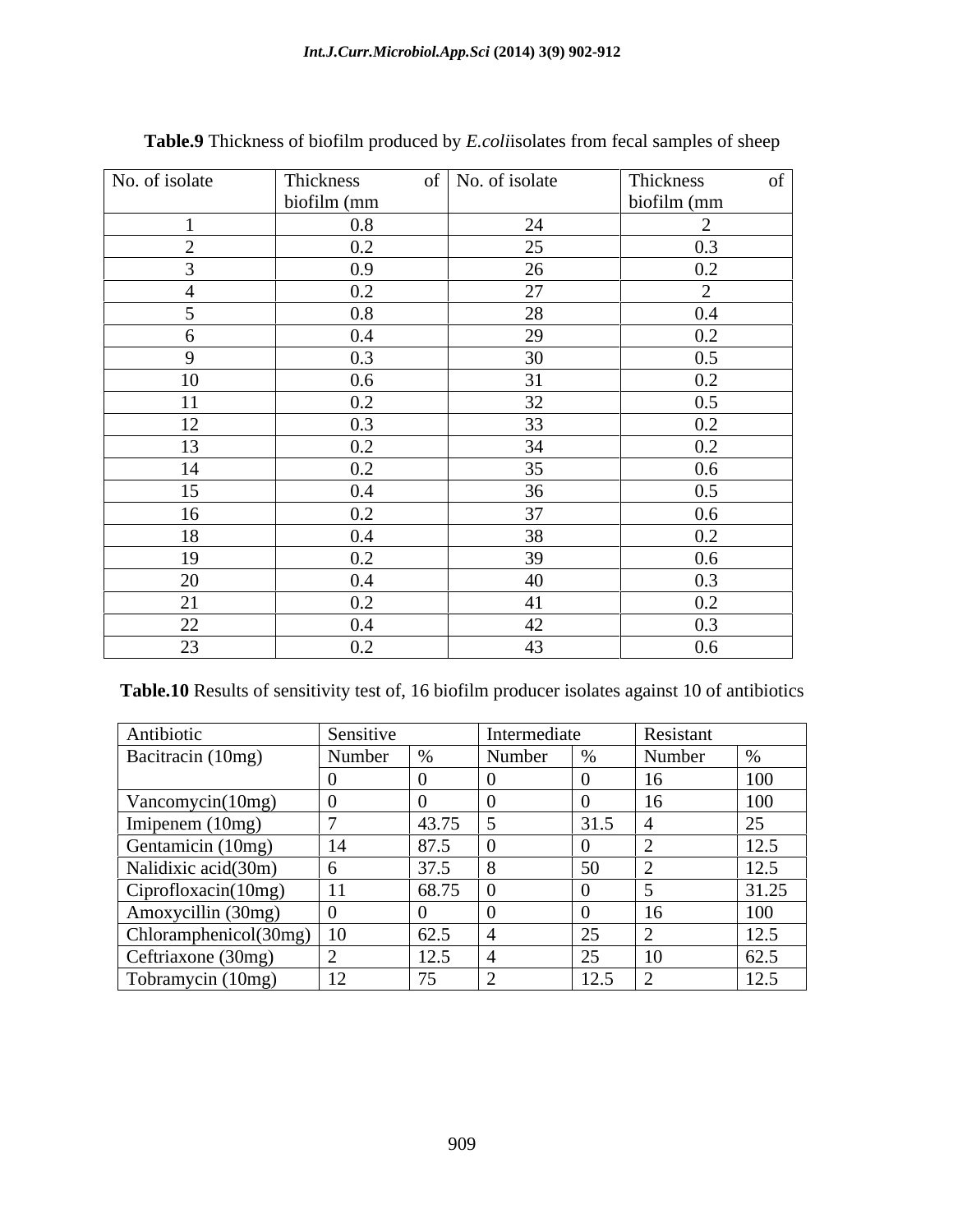**Table.9** Thickness of biofilm produced by *E.coli*isolates from fecal samples of sheep

| No. of isolate | Thickness of biofilm (mm | No. of isolate | Thickness of biofilm (mm |
|---|---|---|---|
| 1 | 0.8 | 24 | 2 |
| 2 | 0.2 | 25 | 0.3 |
| 3 | 0.9 | 26 | 0.2 |
| 4 | 0.2 | 27 | 2 |
| 5 | 0.8 | 28 | 0.4 |
| 6 | 0.4 | 29 | 0.2 |
| 9 | 0.3 | 30 | 0.5 |
| 10 | 0.6 | 31 | 0.2 |
| 11 | 0.2 | 32 | 0.5 |
| 12 | 0.3 | 33 | 0.2 |
| 13 | 0.2 | 34 | 0.2 |
| 14 | 0.2 | 35 | 0.6 |
| 15 | 0.4 | 36 | 0.5 |
| 16 | 0.2 | 37 | 0.6 |
| 18 | 0.4 | 38 | 0.2 |
| 19 | 0.2 | 39 | 0.6 |
| 20 | 0.4 | 40 | 0.3 |
| 21 | 0.2 | 41 | 0.2 |
| 22 | 0.4 | 42 | 0.3 |
| 23 | 0.2 | 43 | 0.6 |

**Table.10** Results of sensitivity test of, 16 biofilm producer isolates against 10 of antibiotics

| Antibiotic | Sensitive | | Intermediate | | Resistant | |
|---|---|---|---|---|---|---|
| Bacitracin (10mg) | Number | % | Number | % | Number | % |
| | 0 | 0 | 0 | 0 | 16 | 100 |
| Vancomycin(10mg) | 0 | 0 | 0 | 0 | 16 | 100 |
| Imipenem (10mg) | 7 | 43.75 | 5 | 31.5 | 4 | 25 |
| Gentamicin (10mg) | 14 | 87.5 | 0 | 0 | 2 | 12.5 |
| Nalidixic acid(30m) | 6 | 37.5 | 8 | 50 | 2 | 12.5 |
| Ciprofloxacin(10mg) | 11 | 68.75 | 0 | 0 | 5 | 31.25 |
| Amoxycillin (30mg) | 0 | 0 | 0 | 0 | 16 | 100 |
| Chloramphenicol(30mg) | 10 | 62.5 | 4 | 25 | 2 | 12.5 |
| Ceftriaxone (30mg) | 2 | 12.5 | 4 | 25 | 10 | 62.5 |
| Tobramycin (10mg) | 12 | 75 | 2 | 12.5 | 2 | 12.5 |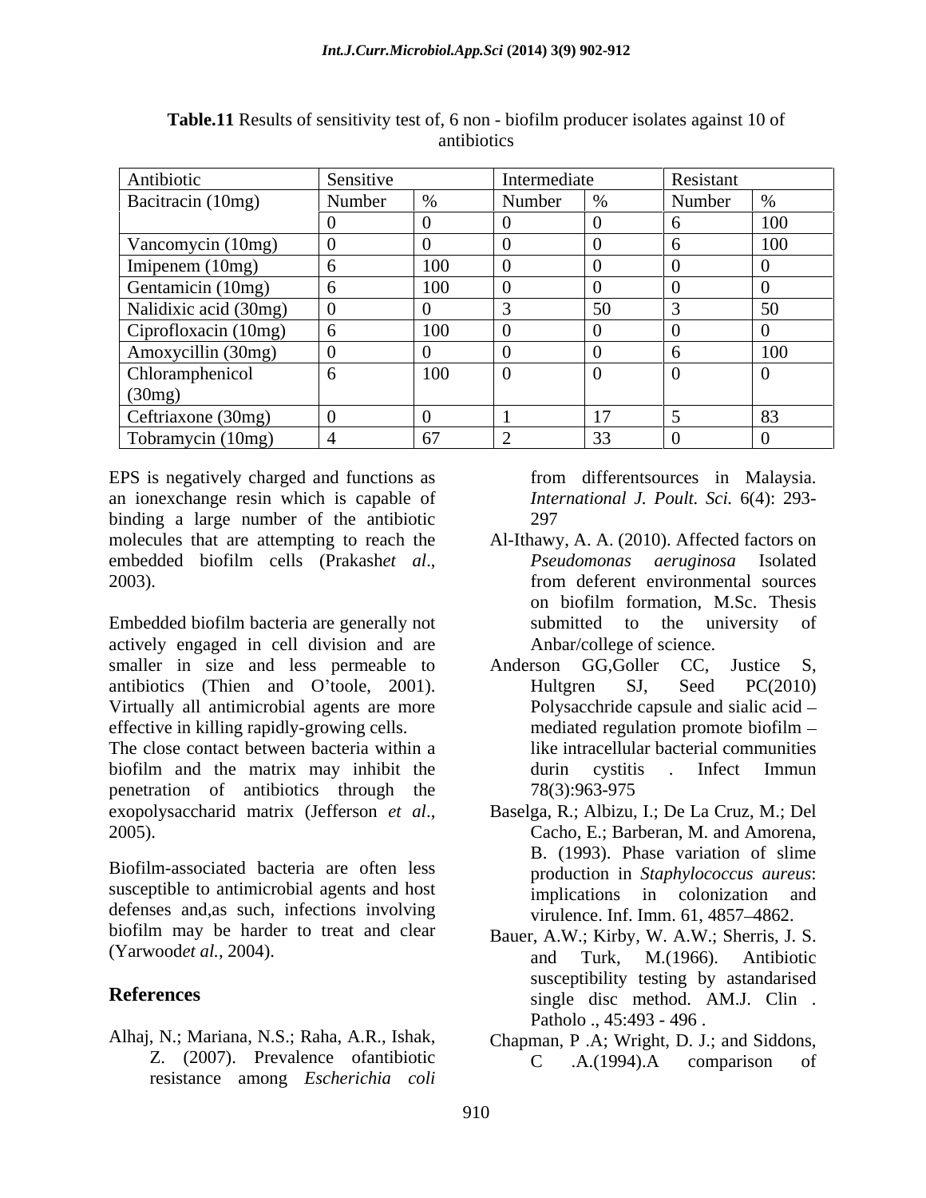**Table.11** Results of sensitivity test of, 6 non - biofilm producer isolates against 10 of antibiotics

| Antibiotic | Sensitive | | Intermediate | | Resistant | |
|---|---|---|---|---|---|---|
| Bacitracin (10mg) | Number | % | Number | % | Number | % |
| | 0 | 0 | 0 | 0 | 6 | 100 |
| Vancomycin (10mg) | 0 | 0 | 0 | 0 | 6 | 100 |
| Imipenem (10mg) | 6 | 100 | 0 | 0 | 0 | 0 |
| Gentamicin (10mg) | 6 | 100 | 0 | 0 | 0 | 0 |
| Nalidixic acid (30mg) | 0 | 0 | 3 | 50 | 3 | 50 |
| Ciprofloxacin (10mg) | 6 | 100 | 0 | 0 | 0 | 0 |
| Amoxycillin (30mg) | 0 | 0 | 0 | 0 | 6 | 100 |
| Chloramphenicol (30mg) | 6 | 100 | 0 | 0 | 0 | 0 |
| Ceftriaxone (30mg) | 0 | 0 | 1 | 17 | 5 | 83 |
| Tobramycin (10mg) | 4 | 67 | 2 | 33 | 0 | 0 |

EPS is negatively charged and functions as an ionexchange resin which is capable of binding a large number of the antibiotic molecules that are attempting to reach the embedded biofilm cells (Prakash*et al*., 2003).

Embedded biofilm bacteria are generally not actively engaged in cell division and are smaller in size and less permeable to antibiotics (Thien and O'toole, 2001). Virtually all antimicrobial agents are more effective in killing rapidly-growing cells. The close contact between bacteria within a biofilm and the matrix may inhibit the penetration of antibiotics through the exopolysaccharid matrix (Jefferson *et al*., 2005).

Biofilm-associated bacteria are often less susceptible to antimicrobial agents and host defenses and,as such, infections involving biofilm may be harder to treat and clear (Yarwood*et al.*, 2004).

## References

Alhaj, N.; Mariana, N.S.; Raha, A.R., Ishak, Z. (2007). Prevalence ofantibiotic resistance among *Escherichia coli* from differentsources in Malaysia. *International J. Poult. Sci.* 6(4): 293-297

Al-Ithawy, A. A. (2010). Affected factors on *Pseudomonas aeruginosa* Isolated from deferent environmental sources on biofilm formation, M.Sc. Thesis submitted to the university of Anbar/college of science.

Anderson GG,Goller CC, Justice S, Hultgren SJ, Seed PC(2010) Polysacchride capsule and sialic acid – mediated regulation promote biofilm – like intracellular bacterial communities durin cystitis . Infect Immun 78(3):963-975

Baselga, R.; Albizu, I.; De La Cruz, M.; Del Cacho, E.; Barberan, M. and Amorena, B. (1993). Phase variation of slime production in *Staphylococcus aureus*: implications in colonization and virulence. Inf. Imm. 61, 4857–4862.

Bauer, A.W.; Kirby, W. A.W.; Sherris, J. S. and Turk, M.(1966). Antibiotic susceptibility testing by astandarised single disc method. AM.J. Clin . Patholo ., 45:493 - 496 .

Chapman, P .A; Wright, D. J.; and Siddons, C .A.(1994).A comparison of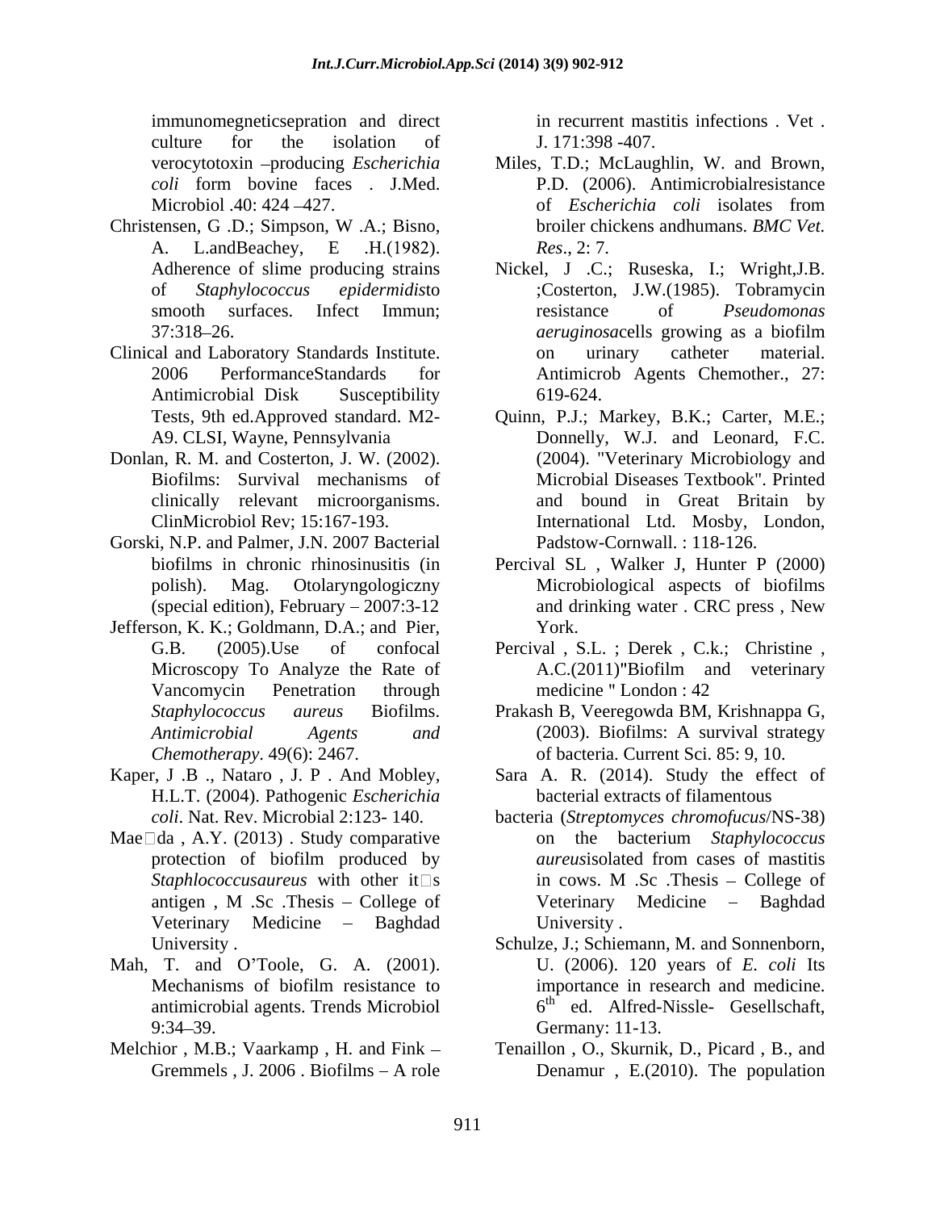immunomegneticsepration and direct culture for the isolation of verocytotoxin –producing *Escherichia coli* form bovine faces . J.Med. Microbiol .40: 424 –427.

Christensen, G .D.; Simpson, W .A.; Bisno, A. L.andBeachey, E .H.(1982). Adherence of slime producing strains of *Staphylococcus epidermidis*to smooth surfaces. Infect Immun; 37:318–26.

Clinical and Laboratory Standards Institute. 2006 PerformanceStandards for Antimicrobial Disk Susceptibility Tests, 9th ed.Approved standard. M2-A9. CLSI, Wayne, Pennsylvania

Donlan, R. M. and Costerton, J. W. (2002). Biofilms: Survival mechanisms of clinically relevant microorganisms. ClinMicrobiol Rev; 15:167-193.

Gorski, N.P. and Palmer, J.N. 2007 Bacterial biofilms in chronic rhinosinusitis (in polish). Mag. Otolaryngologiczny (special edition), February – 2007:3-12

Jefferson, K. K.; Goldmann, D.A.; and Pier, G.B. (2005).Use of confocal Microscopy To Analyze the Rate of Vancomycin Penetration through *Staphylococcus aureus* Biofilms. *Antimicrobial Agents and Chemotherapy*. 49(6): 2467.

Kaper, J .B ., Nataro , J. P . And Mobley, H.L.T. (2004). Pathogenic *Escherichia coli*. Nat. Rev. Microbial 2:123- 140.

Mae□da , A.Y. (2013) . Study comparative protection of biofilm produced by *Staphlococcusaureus* with other it□s antigen , M .Sc .Thesis – College of Veterinary Medicine – Baghdad University .

Mah, T. and O'Toole, G. A. (2001). Mechanisms of biofilm resistance to antimicrobial agents. Trends Microbiol 9:34–39.

Melchior , M.B.; Vaarkamp , H. and Fink – Gremmels , J. 2006 . Biofilms – A role in recurrent mastitis infections . Vet . J. 171:398 -407.

Miles, T.D.; McLaughlin, W. and Brown, P.D. (2006). Antimicrobialresistance of *Escherichia coli* isolates from broiler chickens andhumans. *BMC Vet. Res*., 2: 7.

Nickel, J .C.; Ruseska, I.; Wright,J.B. ;Costerton, J.W.(1985). Tobramycin resistance of *Pseudomonas aeruginosa*cells growing as a biofilm on urinary catheter material. Antimicrob Agents Chemother., 27: 619-624.

Quinn, P.J.; Markey, B.K.; Carter, M.E.; Donnelly, W.J. and Leonard, F.C. (2004). "Veterinary Microbiology and Microbial Diseases Textbook". Printed and bound in Great Britain by International Ltd. Mosby, London, Padstow-Cornwall. : 118-126.

Percival SL , Walker J, Hunter P (2000) Microbiological aspects of biofilms and drinking water . CRC press , New York.

Percival , S.L. ; Derek , C.k.; Christine , A.C.(2011)"Biofilm and veterinary medicine " London : 42

Prakash B, Veeregowda BM, Krishnappa G, (2003). Biofilms: A survival strategy of bacteria. Current Sci. 85: 9, 10.

Sara A. R. (2014). Study the effect of bacterial extracts of filamentous bacteria (*Streptomyces chromofucus*/NS-38) on the bacterium *Staphylococcus aureus*isolated from cases of mastitis in cows. M .Sc .Thesis – College of Veterinary Medicine – Baghdad University .

Schulze, J.; Schiemann, M. and Sonnenborn, U. (2006). 120 years of *E. coli* Its importance in research and medicine. 6th ed. Alfred-Nissle- Gesellschaft, Germany: 11-13.

Tenaillon , O., Skurnik, D., Picard , B., and Denamur , E.(2010). The population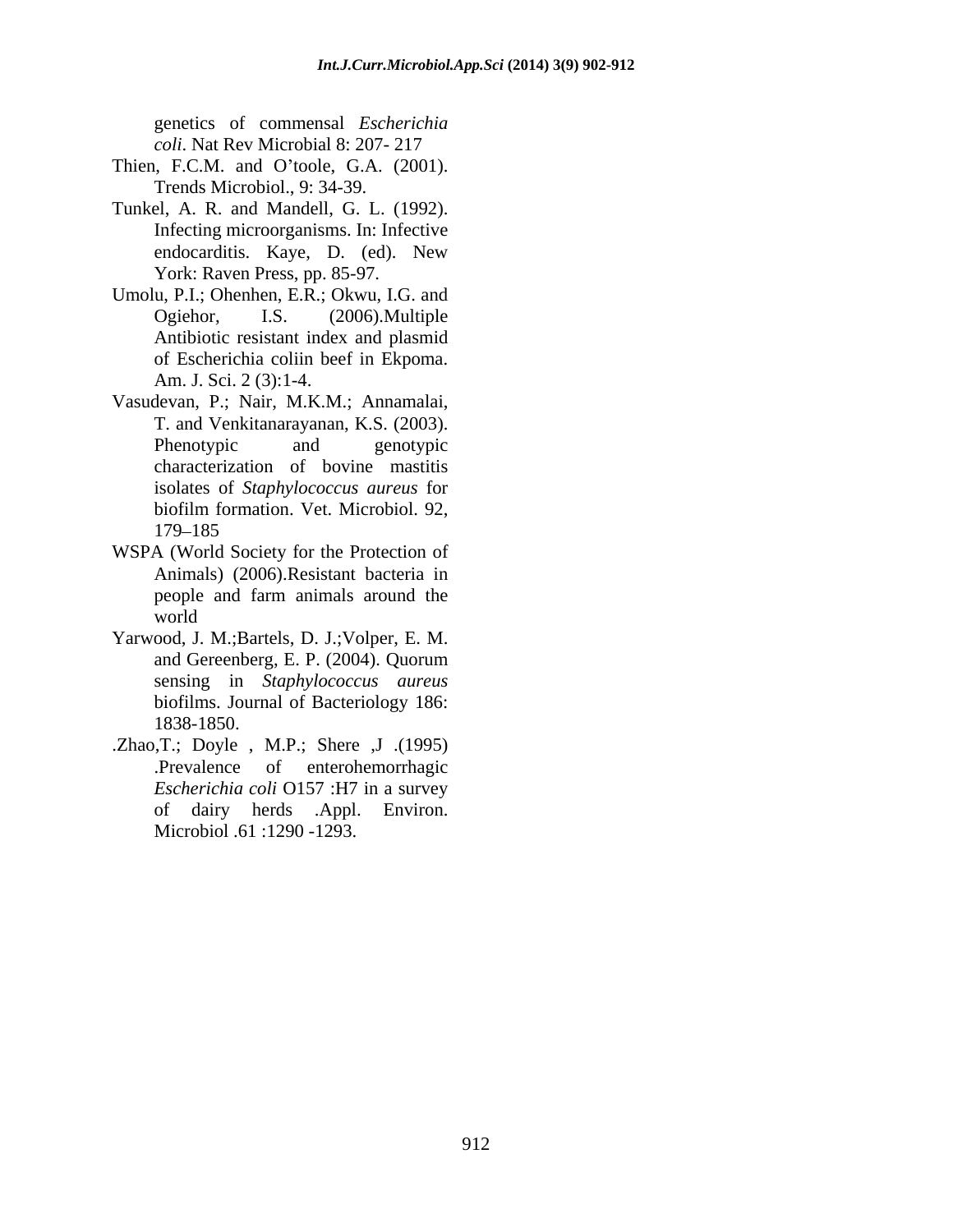genetics of commensal *Escherichia coli*. Nat Rev Microbial 8: 207- 217

Thien, F.C.M. and O'toole, G.A. (2001). Trends Microbiol., 9: 34-39.

Tunkel, A. R. and Mandell, G. L. (1992). Infecting microorganisms. In: Infective endocarditis. Kaye, D. (ed). New York: Raven Press, pp. 85-97.

Umolu, P.I.; Ohenhen, E.R.; Okwu, I.G. and Ogiehor, I.S. (2006).Multiple Antibiotic resistant index and plasmid of Escherichia coliin beef in Ekpoma. Am. J. Sci. 2 (3):1-4.

Vasudevan, P.; Nair, M.K.M.; Annamalai, T. and Venkitanarayanan, K.S. (2003). Phenotypic and genotypic characterization of bovine mastitis isolates of *Staphylococcus aureus* for biofilm formation. Vet. Microbiol. 92, 179–185

WSPA (World Society for the Protection of Animals) (2006).Resistant bacteria in people and farm animals around the world

Yarwood, J. M.;Bartels, D. J.;Volper, E. M. and Gereenberg, E. P. (2004). Quorum sensing in *Staphylococcus aureus* biofilms. Journal of Bacteriology 186: 1838-1850.

.Zhao,T.; Doyle , M.P.; Shere ,J .(1995) .Prevalence of enterohemorrhagic *Escherichia coli* O157 :H7 in a survey of dairy herds .Appl. Environ. Microbiol .61 :1290 -1293.